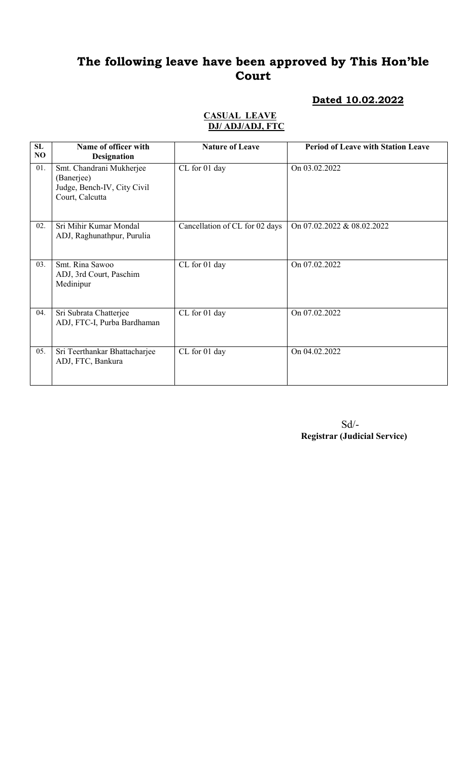# The following leave have been approved by This Hon'ble Court

**Dated 10.02.2022**

**CASUAL LEAVE**
**DJ/ ADJ/ADJ, FTC**

| SL NO | Name of officer with Designation | Nature of Leave | Period of Leave with Station Leave |
|---|---|---|---|
| 01. | Smt. Chandrani Mukherjee (Banerjee) Judge, Bench-IV, City Civil Court, Calcutta | CL for 01 day | On 03.02.2022 |
| 02. | Sri Mihir Kumar Mondal ADJ, Raghunathpur, Purulia | Cancellation of CL for 02 days | On 07.02.2022 & 08.02.2022 |
| 03. | Smt. Rina Sawoo ADJ, 3rd Court, Paschim Medinipur | CL for 01 day | On 07.02.2022 |
| 04. | Sri Subrata Chatterjee ADJ, FTC-I, Purba Bardhaman | CL for 01 day | On 07.02.2022 |
| 05. | Sri Teerthankar Bhattacharjee ADJ, FTC, Bankura | CL for 01 day | On 04.02.2022 |

Sd/-
**Registrar (Judicial Service)**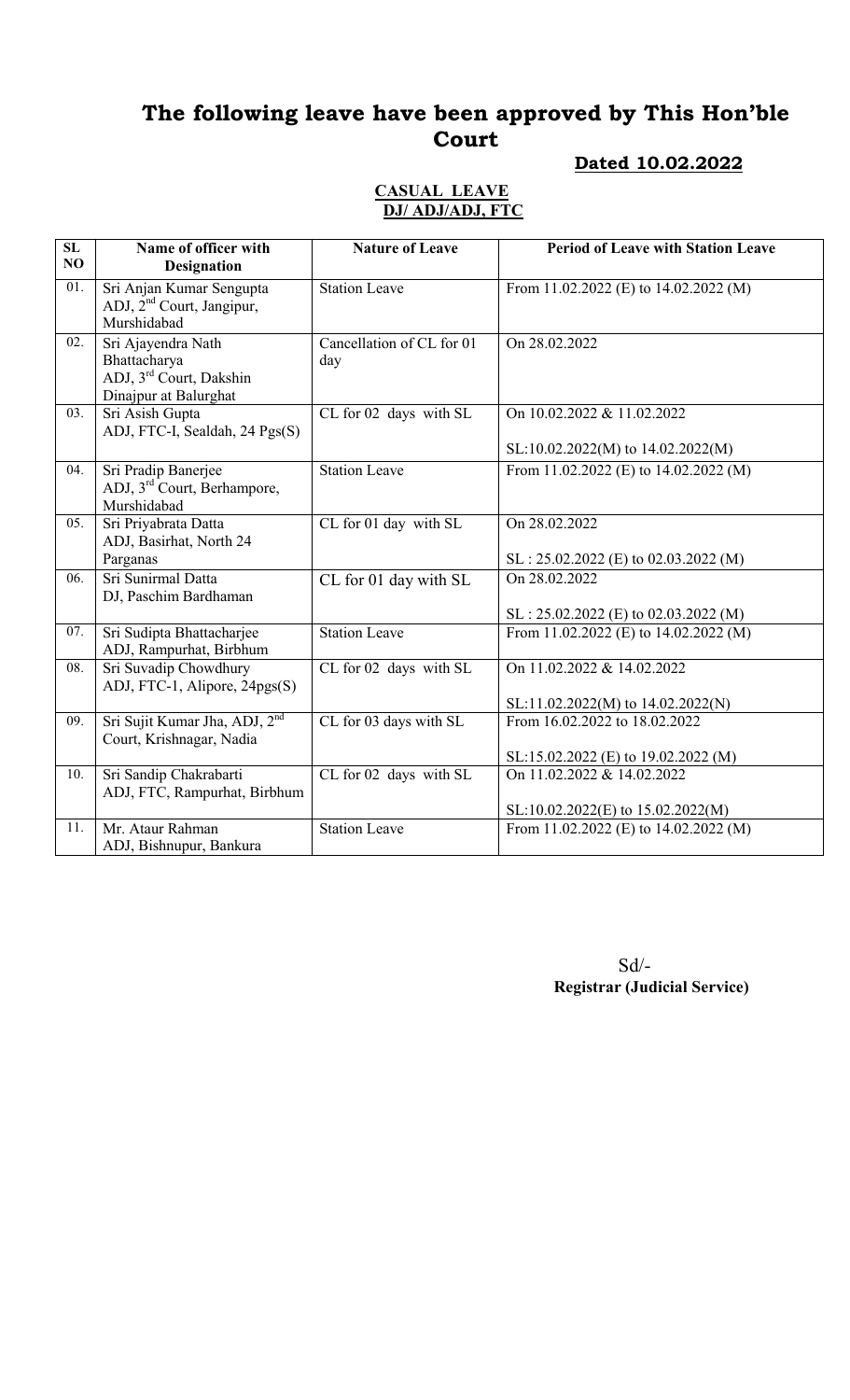# The following leave have been approved by This Hon'ble Court

**Dated 10.02.2022**

**CASUAL LEAVE**
**DJ/ ADJ/ADJ, FTC**

| SL NO | Name of officer with Designation | Nature of Leave | Period of Leave with Station Leave |
|---|---|---|---|
| 01. | Sri Anjan Kumar Sengupta ADJ, 2nd Court, Jangipur, Murshidabad | Station Leave | From 11.02.2022 (E) to 14.02.2022 (M) |
| 02. | Sri Ajayendra Nath Bhattacharya ADJ, 3rd Court, Dakshin Dinajpur at Balurghat | Cancellation of CL for 01 day | On 28.02.2022 |
| 03. | Sri Asish Gupta ADJ, FTC-I, Sealdah, 24 Pgs(S) | CL for 02 days with SL | On 10.02.2022 & 11.02.2022<br><br>SL:10.02.2022(M) to 14.02.2022(M) |
| 04. | Sri Pradip Banerjee ADJ, 3rd Court, Berhampore, Murshidabad | Station Leave | From 11.02.2022 (E) to 14.02.2022 (M) |
| 05. | Sri Priyabrata Datta ADJ, Basirhat, North 24 Parganas | CL for 01 day with SL | On 28.02.2022<br><br>SL : 25.02.2022 (E) to 02.03.2022 (M) |
| 06. | Sri Sunirmal Datta DJ, Paschim Bardhaman | CL for 01 day with SL | On 28.02.2022<br><br>SL : 25.02.2022 (E) to 02.03.2022 (M) |
| 07. | Sri Sudipta Bhattacharjee ADJ, Rampurhat, Birbhum | Station Leave | From 11.02.2022 (E) to 14.02.2022 (M) |
| 08. | Sri Suvadip Chowdhury ADJ, FTC-1, Alipore, 24pgs(S) | CL for 02 days with SL | On 11.02.2022 & 14.02.2022<br><br>SL:11.02.2022(M) to 14.02.2022(N) |
| 09. | Sri Sujit Kumar Jha, ADJ, 2nd Court, Krishnagar, Nadia | CL for 03 days with SL | From 16.02.2022 to 18.02.2022<br><br>SL:15.02.2022 (E) to 19.02.2022 (M) |
| 10. | Sri Sandip Chakrabarti ADJ, FTC, Rampurhat, Birbhum | CL for 02 days with SL | On 11.02.2022 & 14.02.2022<br><br>SL:10.02.2022(E) to 15.02.2022(M) |
| 11. | Mr. Ataur Rahman ADJ, Bishnupur, Bankura | Station Leave | From 11.02.2022 (E) to 14.02.2022 (M) |

Sd/-
**Registrar (Judicial Service)**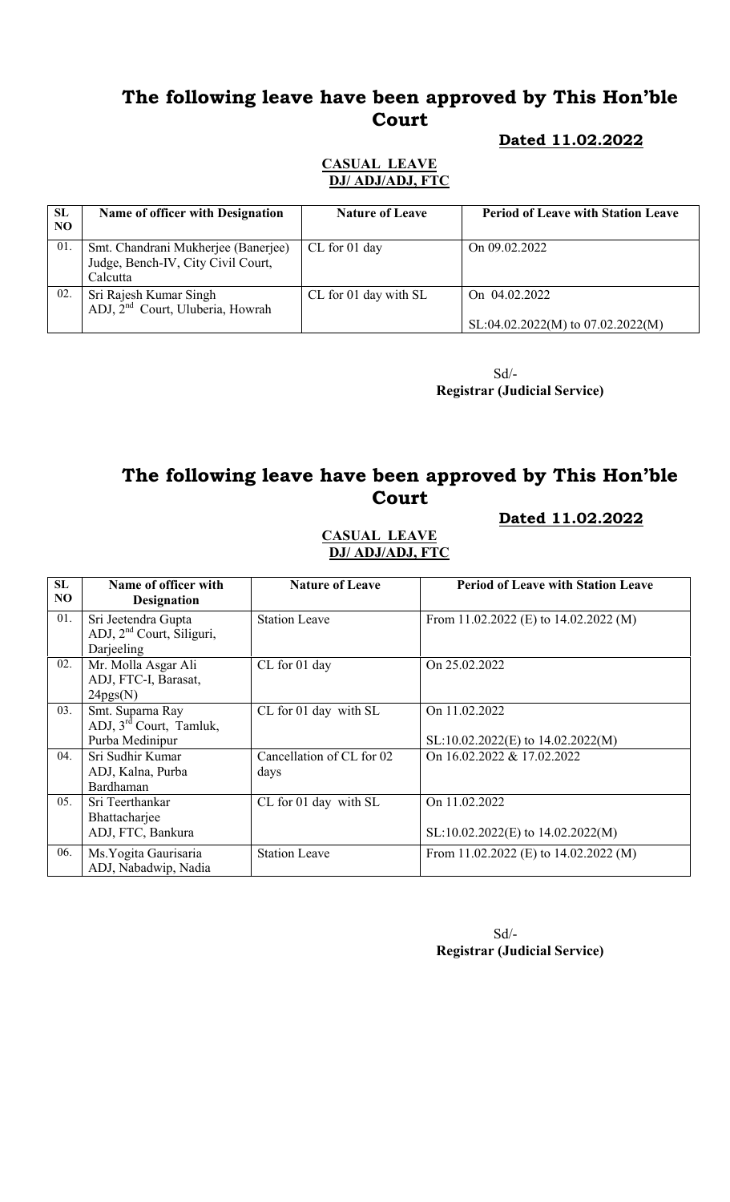# The following leave have been approved by This Hon'ble Court

**Dated 11.02.2022**

**CASUAL LEAVE**
**DJ/ ADJ/ADJ, FTC**

| SL NO | Name of officer with Designation | Nature of Leave | Period of Leave with Station Leave |
|---|---|---|---|
| 01. | Smt. Chandrani Mukherjee (Banerjee) Judge, Bench-IV, City Civil Court, Calcutta | CL for 01 day | On 09.02.2022 |
| 02. | Sri Rajesh Kumar Singh ADJ, 2nd Court, Uluberia, Howrah | CL for 01 day with SL | On 04.02.2022<br>SL:04.02.2022(M) to 07.02.2022(M) |

Sd/-
**Registrar (Judicial Service)**

# The following leave have been approved by This Hon'ble Court

**Dated 11.02.2022**

**CASUAL LEAVE**
**DJ/ ADJ/ADJ, FTC**

| SL NO | Name of officer with Designation | Nature of Leave | Period of Leave with Station Leave |
|---|---|---|---|
| 01. | Sri Jeetendra Gupta ADJ, 2nd Court, Siliguri, Darjeeling | Station Leave | From 11.02.2022 (E) to 14.02.2022 (M) |
| 02. | Mr. Molla Asgar Ali ADJ, FTC-I, Barasat, 24pgs(N) | CL for 01 day | On 25.02.2022 |
| 03. | Smt. Suparna Ray ADJ, 3rd Court, Tamluk, Purba Medinipur | CL for 01 day with SL | On 11.02.2022<br>SL:10.02.2022(E) to 14.02.2022(M) |
| 04. | Sri Sudhir Kumar ADJ, Kalna, Purba Bardhaman | Cancellation of CL for 02 days | On 16.02.2022 & 17.02.2022 |
| 05. | Sri Teerthankar Bhattacharjee ADJ, FTC, Bankura | CL for 01 day with SL | On 11.02.2022<br>SL:10.02.2022(E) to 14.02.2022(M) |
| 06. | Ms.Yogita Gaurisaria ADJ, Nabadwip, Nadia | Station Leave | From 11.02.2022 (E) to 14.02.2022 (M) |

Sd/-
**Registrar (Judicial Service)**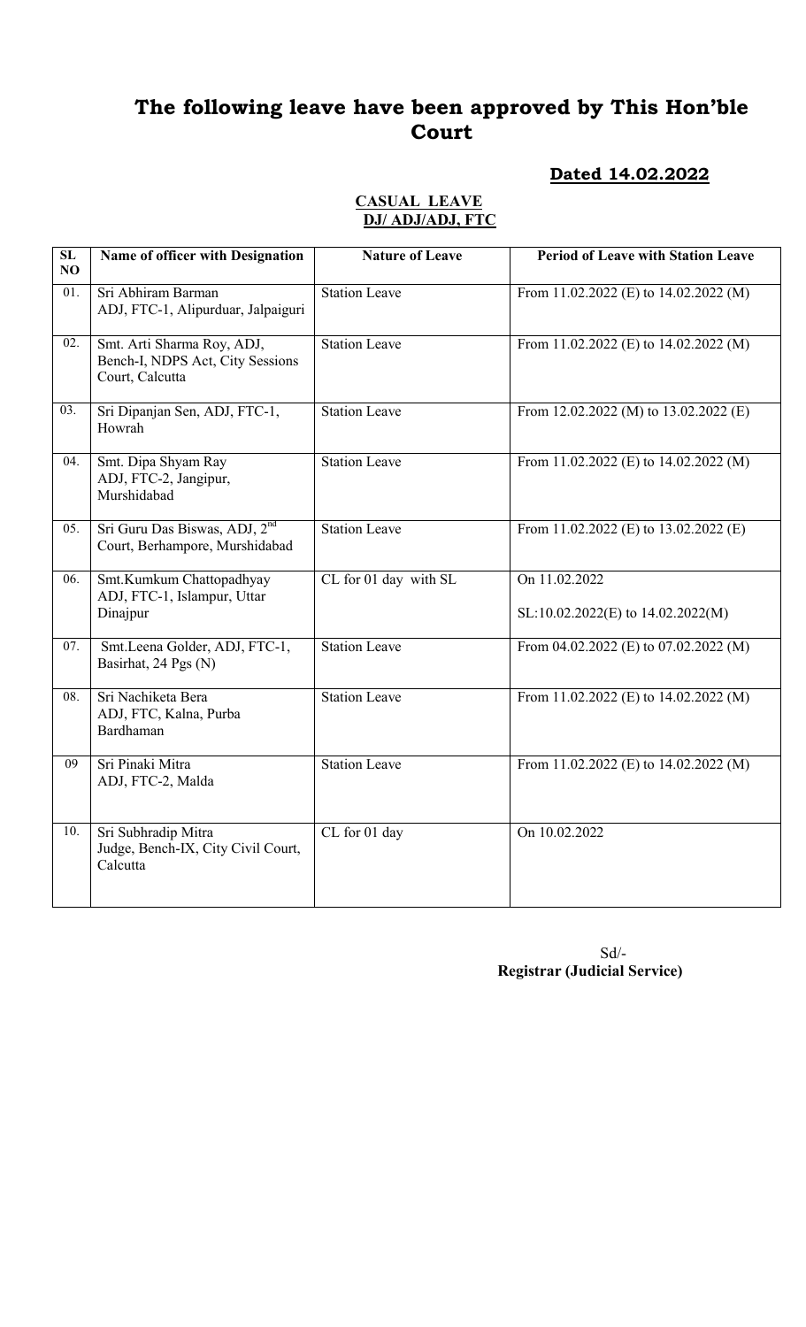# The following leave have been approved by This Hon'ble Court

**Dated 14.02.2022**

**CASUAL LEAVE**
**DJ/ ADJ/ADJ, FTC**

| SL NO | Name of officer with Designation | Nature of Leave | Period of Leave with Station Leave |
|---|---|---|---|
| 01. | Sri Abhiram Barman ADJ, FTC-1, Alipurduar, Jalpaiguri | Station Leave | From 11.02.2022 (E) to 14.02.2022 (M) |
| 02. | Smt. Arti Sharma Roy, ADJ, Bench-I, NDPS Act, City Sessions Court, Calcutta | Station Leave | From 11.02.2022 (E) to 14.02.2022 (M) |
| 03. | Sri Dipanjan Sen, ADJ, FTC-1, Howrah | Station Leave | From 12.02.2022 (M) to 13.02.2022 (E) |
| 04. | Smt. Dipa Shyam Ray ADJ, FTC-2, Jangipur, Murshidabad | Station Leave | From 11.02.2022 (E) to 14.02.2022 (M) |
| 05. | Sri Guru Das Biswas, ADJ, 2nd Court, Berhampore, Murshidabad | Station Leave | From 11.02.2022 (E) to 13.02.2022 (E) |
| 06. | Smt.Kumkum Chattopadhyay ADJ, FTC-1, Islampur, Uttar Dinajpur | CL for 01 day with SL | On 11.02.2022<br>SL:10.02.2022(E) to 14.02.2022(M) |
| 07. | Smt.Leena Golder, ADJ, FTC-1, Basirhat, 24 Pgs (N) | Station Leave | From 04.02.2022 (E) to 07.02.2022 (M) |
| 08. | Sri Nachiketa Bera ADJ, FTC, Kalna, Purba Bardhaman | Station Leave | From 11.02.2022 (E) to 14.02.2022 (M) |
| 09 | Sri Pinaki Mitra ADJ, FTC-2, Malda | Station Leave | From 11.02.2022 (E) to 14.02.2022 (M) |
| 10. | Sri Subhradip Mitra Judge, Bench-IX, City Civil Court, Calcutta | CL for 01 day | On 10.02.2022 |

Sd/-
**Registrar (Judicial Service)**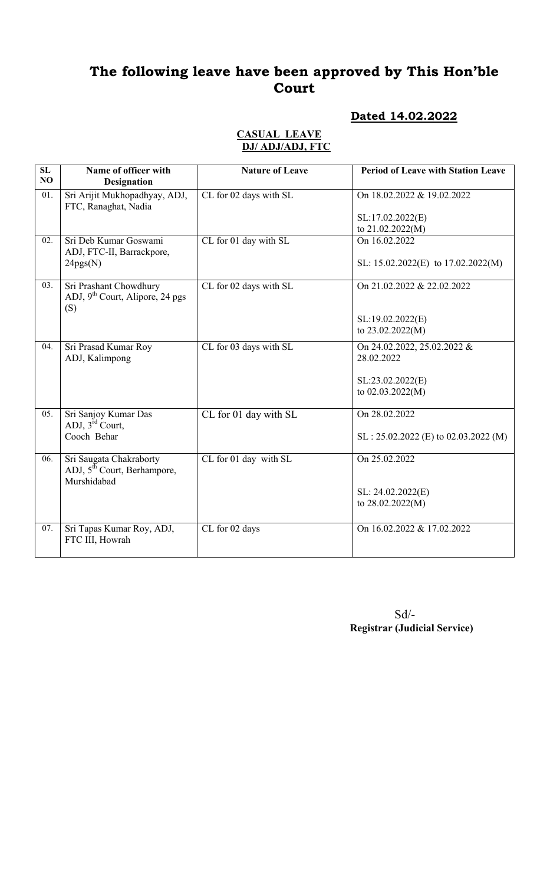# The following leave have been approved by This Hon'ble Court

**Dated 14.02.2022**

**CASUAL LEAVE**
**DJ/ ADJ/ADJ, FTC**

| SL NO | Name of officer with Designation | Nature of Leave | Period of Leave with Station Leave |
|---|---|---|---|
| 01. | Sri Arijit Mukhopadhyay, ADJ, FTC, Ranaghat, Nadia | CL for 02 days with SL | On 18.02.2022 & 19.02.2022<br><br>SL:17.02.2022(E) to 21.02.2022(M) |
| 02. | Sri Deb Kumar Goswami ADJ, FTC-II, Barrackpore, 24pgs(N) | CL for 01 day with SL | On 16.02.2022<br><br>SL: 15.02.2022(E) to 17.02.2022(M) |
| 03. | Sri Prashant Chowdhury ADJ, 9th Court, Alipore, 24 pgs (S) | CL for 02 days with SL | On 21.02.2022 & 22.02.2022<br><br>SL:19.02.2022(E) to 23.02.2022(M) |
| 04. | Sri Prasad Kumar Roy ADJ, Kalimpong | CL for 03 days with SL | On 24.02.2022, 25.02.2022 & 28.02.2022<br><br>SL:23.02.2022(E) to 02.03.2022(M) |
| 05. | Sri Sanjoy Kumar Das ADJ, 3rd Court, Cooch Behar | CL for 01 day with SL | On 28.02.2022<br><br>SL : 25.02.2022 (E) to 02.03.2022 (M) |
| 06. | Sri Saugata Chakraborty ADJ, 5th Court, Berhampore, Murshidabad | CL for 01 day with SL | On 25.02.2022<br><br>SL: 24.02.2022(E) to 28.02.2022(M) |
| 07. | Sri Tapas Kumar Roy, ADJ, FTC III, Howrah | CL for 02 days | On 16.02.2022 & 17.02.2022 |

Sd/-
**Registrar (Judicial Service)**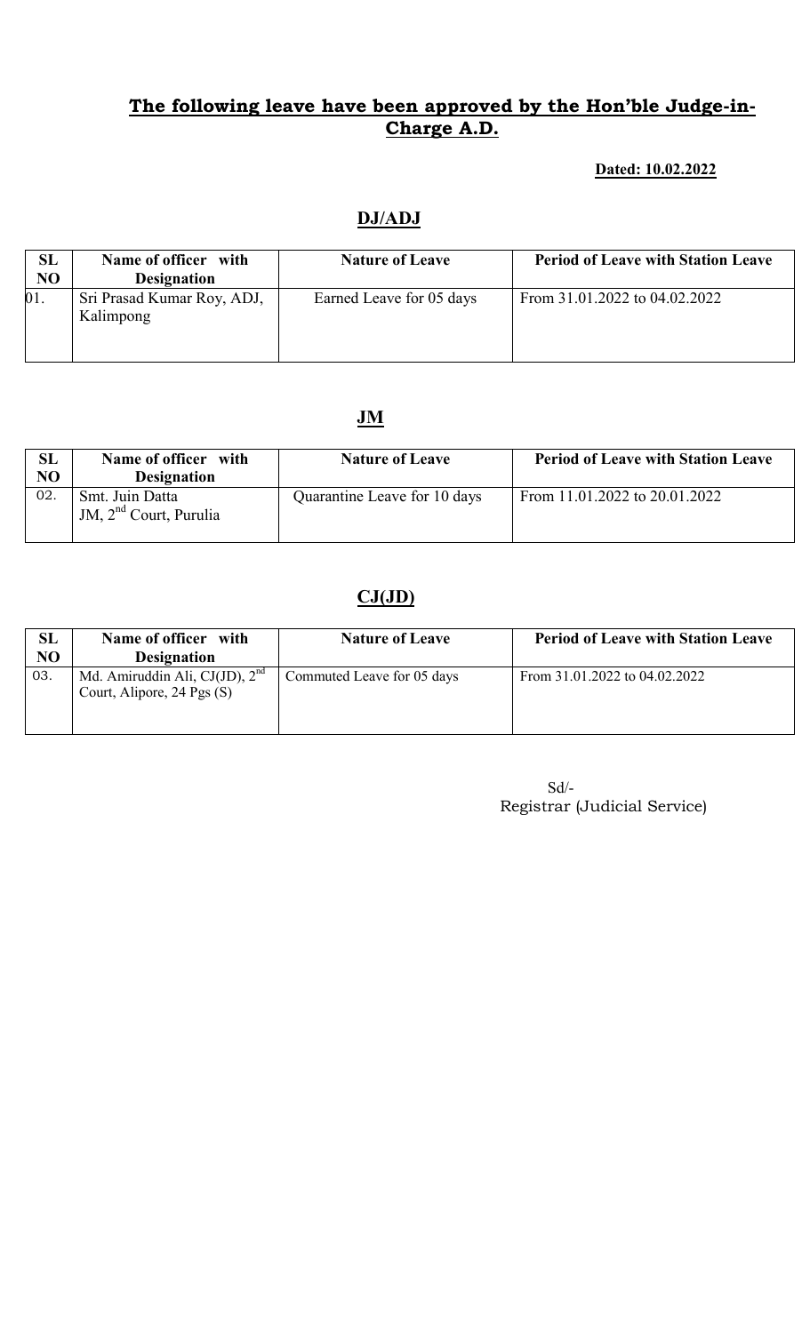## The following leave have been approved by the Hon'ble Judge-in-Charge A.D.

**Dated: 10.02.2022**

### DJ/ADJ

| SL NO | Name of officer with Designation | Nature of Leave | Period of Leave with Station Leave |
|---|---|---|---|
| 01. | Sri Prasad Kumar Roy, ADJ, Kalimpong | Earned Leave for 05 days | From 31.01.2022 to 04.02.2022 |

### JM

| SL NO | Name of officer with Designation | Nature of Leave | Period of Leave with Station Leave |
|---|---|---|---|
| 02. | Smt. Juin Datta JM, 2nd Court, Purulia | Quarantine Leave for 10 days | From 11.01.2022 to 20.01.2022 |

### CJ(JD)

| SL NO | Name of officer with Designation | Nature of Leave | Period of Leave with Station Leave |
|---|---|---|---|
| 03. | Md. Amiruddin Ali, CJ(JD), 2nd Court, Alipore, 24 Pgs (S) | Commuted Leave for 05 days | From 31.01.2022 to 04.02.2022 |

Sd/-
Registrar (Judicial Service)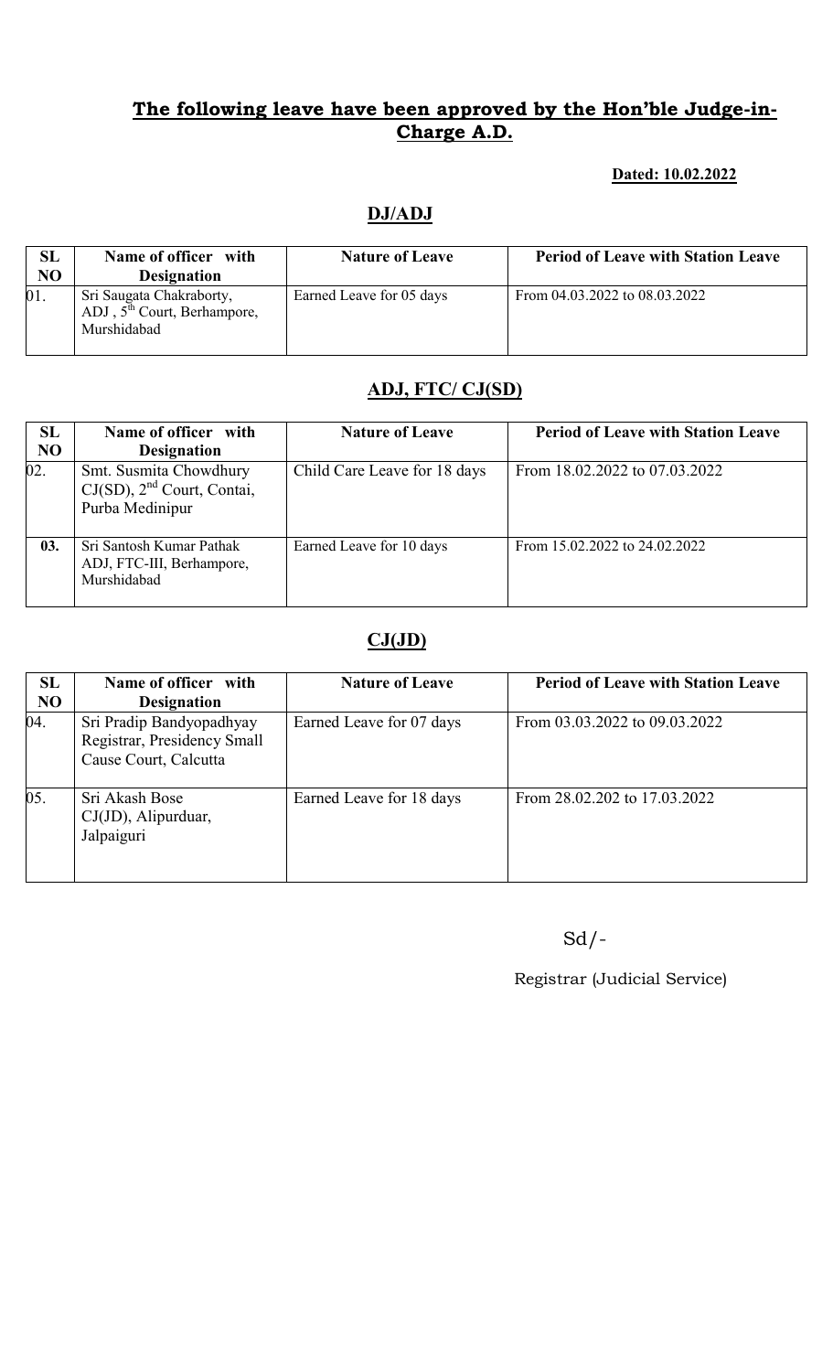## The following leave have been approved by the Hon'ble Judge-in-Charge A.D.

**Dated: 10.02.2022**

### DJ/ADJ

| SL NO | Name of officer with Designation | Nature of Leave | Period of Leave with Station Leave |
|---|---|---|---|
| 01. | Sri Saugata Chakraborty, ADJ , 5th Court, Berhampore, Murshidabad | Earned Leave for 05 days | From 04.03.2022 to 08.03.2022 |

### ADJ, FTC/ CJ(SD)

| SL NO | Name of officer with Designation | Nature of Leave | Period of Leave with Station Leave |
|---|---|---|---|
| 02. | Smt. Susmita Chowdhury CJ(SD), 2nd Court, Contai, Purba Medinipur | Child Care Leave for 18 days | From 18.02.2022 to 07.03.2022 |
| 03. | Sri Santosh Kumar Pathak ADJ, FTC-III, Berhampore, Murshidabad | Earned Leave for 10 days | From 15.02.2022 to 24.02.2022 |

### CJ(JD)

| SL NO | Name of officer with Designation | Nature of Leave | Period of Leave with Station Leave |
|---|---|---|---|
| 04. | Sri Pradip Bandyopadhyay Registrar, Presidency Small Cause Court, Calcutta | Earned Leave for 07 days | From 03.03.2022 to 09.03.2022 |
| 05. | Sri Akash Bose CJ(JD), Alipurduar, Jalpaiguri | Earned Leave for 18 days | From 28.02.202 to 17.03.2022 |

Sd/-

Registrar (Judicial Service)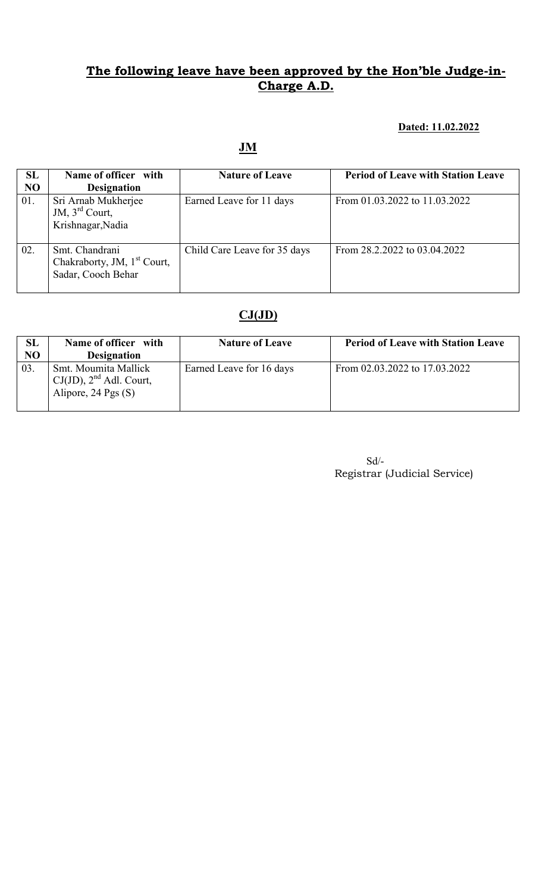## **The following leave have been approved by the Hon'ble Judge-in-Charge A.D.**

**Dated: 11.02.2022**

### **JM**

| SL NO | Name of officer with Designation | Nature of Leave | Period of Leave with Station Leave |
|---|---|---|---|
| 01. | Sri Arnab Mukherjee JM, 3rd Court, Krishnagar,Nadia | Earned Leave for 11 days | From 01.03.2022 to 11.03.2022 |
| 02. | Smt. Chandrani Chakraborty, JM, 1st Court, Sadar, Cooch Behar | Child Care Leave for 35 days | From 28.2.2022 to 03.04.2022 |

### **CJ(JD)**

| SL NO | Name of officer with Designation | Nature of Leave | Period of Leave with Station Leave |
|---|---|---|---|
| 03. | Smt. Moumita Mallick CJ(JD), 2nd Adl. Court, Alipore, 24 Pgs (S) | Earned Leave for 16 days | From 02.03.2022 to 17.03.2022 |

Sd/-
Registrar (Judicial Service)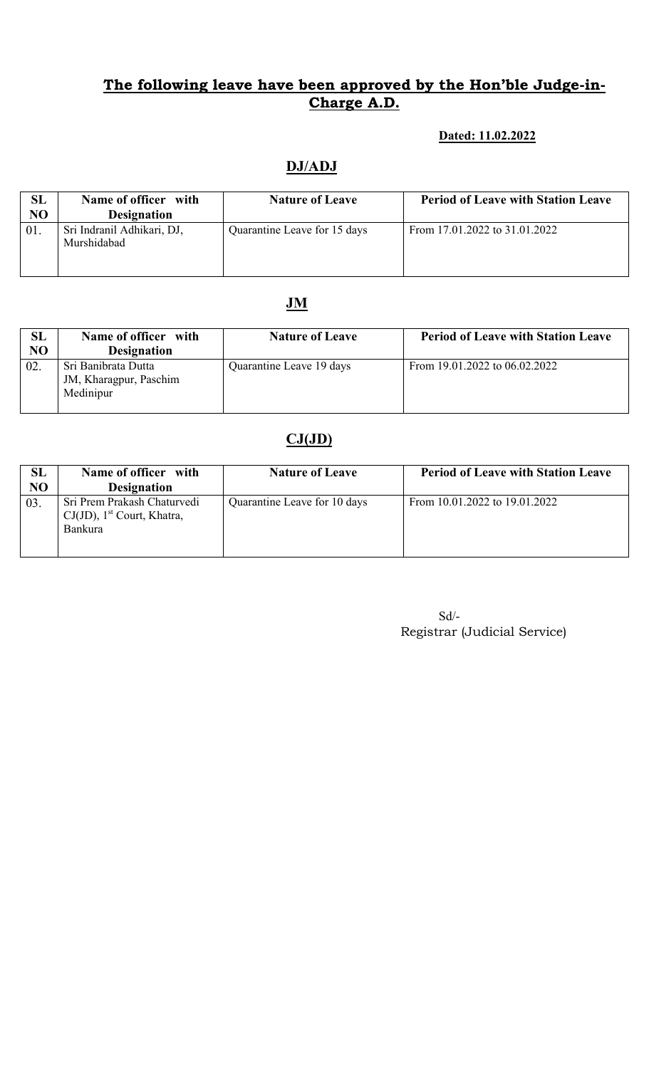## The following leave have been approved by the Hon'ble Judge-in-Charge A.D.

**Dated: 11.02.2022**

### DJ/ADJ

| SL NO | Name of officer with Designation | Nature of Leave | Period of Leave with Station Leave |
|---|---|---|---|
| 01. | Sri Indranil Adhikari, DJ, Murshidabad | Quarantine Leave for 15 days | From 17.01.2022 to 31.01.2022 |

### JM

| SL NO | Name of officer with Designation | Nature of Leave | Period of Leave with Station Leave |
|---|---|---|---|
| 02. | Sri Banibrata Dutta JM, Kharagpur, Paschim Medinipur | Quarantine Leave 19 days | From 19.01.2022 to 06.02.2022 |

### CJ(JD)

| SL NO | Name of officer with Designation | Nature of Leave | Period of Leave with Station Leave |
|---|---|---|---|
| 03. | Sri Prem Prakash Chaturvedi CJ(JD), 1st Court, Khatra, Bankura | Quarantine Leave for 10 days | From 10.01.2022 to 19.01.2022 |

Sd/-
Registrar (Judicial Service)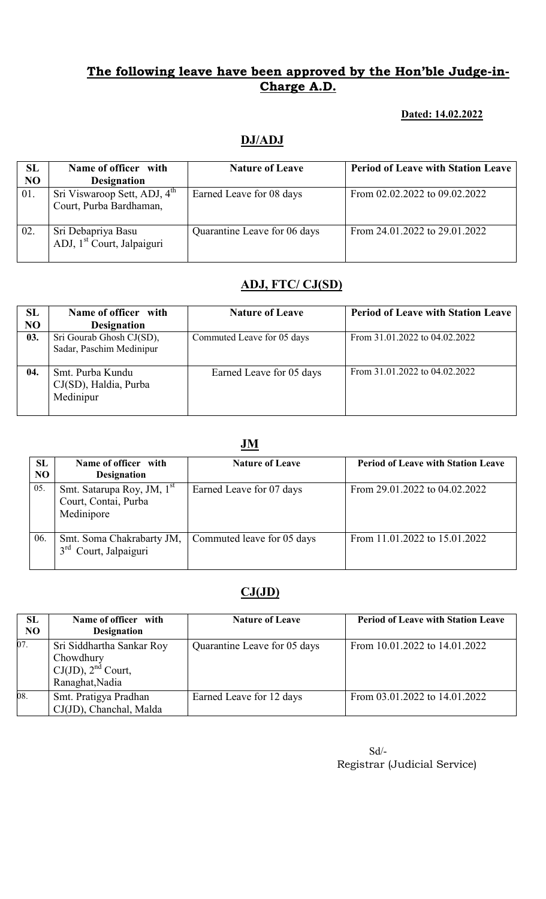## The following leave have been approved by the Hon'ble Judge-in-Charge A.D.

**Dated: 14.02.2022**

### DJ/ADJ

| SL NO | Name of officer with Designation | Nature of Leave | Period of Leave with Station Leave |
|---|---|---|---|
| 01. | Sri Viswaroop Sett, ADJ, 4th Court, Purba Bardhaman, | Earned Leave for 08 days | From 02.02.2022 to 09.02.2022 |
| 02. | Sri Debapriya Basu ADJ, 1st Court, Jalpaiguri | Quarantine Leave for 06 days | From 24.01.2022 to 29.01.2022 |

### ADJ, FTC/ CJ(SD)

| SL NO | Name of officer with Designation | Nature of Leave | Period of Leave with Station Leave |
|---|---|---|---|
| 03. | Sri Gourab Ghosh CJ(SD), Sadar, Paschim Medinipur | Commuted Leave for 05 days | From 31.01.2022 to 04.02.2022 |
| 04. | Smt. Purba Kundu CJ(SD), Haldia, Purba Medinipur | Earned Leave for 05 days | From 31.01.2022 to 04.02.2022 |

### JM

| SL NO | Name of officer with Designation | Nature of Leave | Period of Leave with Station Leave |
|---|---|---|---|
| 05. | Smt. Satarupa Roy, JM, 1st Court, Contai, Purba Medinipore | Earned Leave for 07 days | From 29.01.2022 to 04.02.2022 |
| 06. | Smt. Soma Chakrabarty JM, 3rd Court, Jalpaiguri | Commuted leave for 05 days | From 11.01.2022 to 15.01.2022 |

### CJ(JD)

| SL NO | Name of officer with Designation | Nature of Leave | Period of Leave with Station Leave |
|---|---|---|---|
| 07. | Sri Siddhartha Sankar Roy Chowdhury CJ(JD), 2nd Court, Ranaghat,Nadia | Quarantine Leave for 05 days | From 10.01.2022 to 14.01.2022 |
| 08. | Smt. Pratigya Pradhan CJ(JD), Chanchal, Malda | Earned Leave for 12 days | From 03.01.2022 to 14.01.2022 |

Sd/-
Registrar (Judicial Service)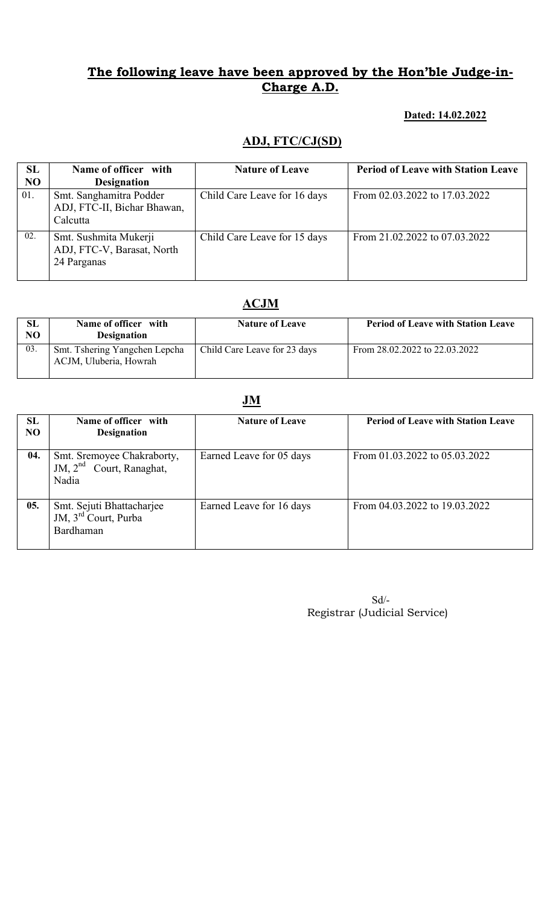## The following leave have been approved by the Hon'ble Judge-in-Charge A.D.

**Dated: 14.02.2022**

### ADJ, FTC/CJ(SD)

| SL NO | Name of officer with Designation | Nature of Leave | Period of Leave with Station Leave |
|---|---|---|---|
| 01. | Smt. Sanghamitra Podder ADJ, FTC-II, Bichar Bhawan, Calcutta | Child Care Leave for 16 days | From 02.03.2022 to 17.03.2022 |
| 02. | Smt. Sushmita Mukerji ADJ, FTC-V, Barasat, North 24 Parganas | Child Care Leave for 15 days | From 21.02.2022 to 07.03.2022 |

### ACJM

| SL NO | Name of officer with Designation | Nature of Leave | Period of Leave with Station Leave |
|---|---|---|---|
| 03. | Smt. Tshering Yangchen Lepcha ACJM, Uluberia, Howrah | Child Care Leave for 23 days | From 28.02.2022 to 22.03.2022 |

### JM

| SL NO | Name of officer with Designation | Nature of Leave | Period of Leave with Station Leave |
|---|---|---|---|
| **04.** | Smt. Sremoyee Chakraborty, JM, 2nd Court, Ranaghat, Nadia | Earned Leave for 05 days | From 01.03.2022 to 05.03.2022 |
| **05.** | Smt. Sejuti Bhattacharjee JM, 3rd Court, Purba Bardhaman | Earned Leave for 16 days | From 04.03.2022 to 19.03.2022 |

Sd/-
Registrar (Judicial Service)